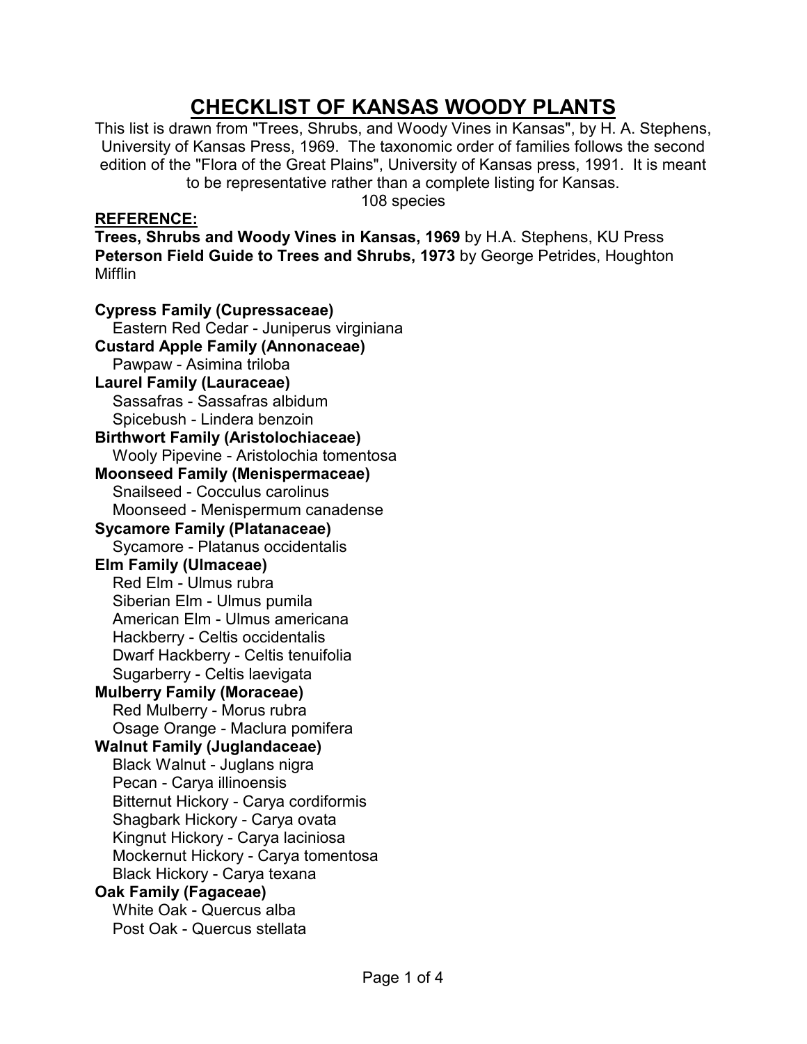# CHECKLIST OF KANSAS WOODY PLANTS

This list is drawn from "Trees, Shrubs, and Woody Vines in Kansas", by H. A. Stephens, University of Kansas Press, 1969. The taxonomic order of families follows the second edition of the "Flora of the Great Plains", University of Kansas press, 1991. It is meant to be representative rather than a complete listing for Kansas.

108 species

**REFERENCE:**

**Trees, Shrubs and Woody Vines in Kansas, 1969** by H.A. Stephens, KU Press
**Peterson Field Guide to Trees and Shrubs, 1973** by George Petrides, Houghton Mifflin

**Cypress Family (Cupressaceae)**
- Eastern Red Cedar - Juniperus virginiana

**Custard Apple Family (Annonaceae)**
- Pawpaw - Asimina triloba

**Laurel Family (Lauraceae)**
- Sassafras - Sassafras albidum
- Spicebush - Lindera benzoin

**Birthwort Family (Aristolochiaceae)**
- Wooly Pipevine - Aristolochia tomentosa

**Moonseed Family (Menispermaceae)**
- Snailseed - Cocculus carolinus
- Moonseed - Menispermum canadense

**Sycamore Family (Platanaceae)**
- Sycamore - Platanus occidentalis

**Elm Family (Ulmaceae)**
- Red Elm - Ulmus rubra
- Siberian Elm - Ulmus pumila
- American Elm - Ulmus americana
- Hackberry - Celtis occidentalis
- Dwarf Hackberry - Celtis tenuifolia
- Sugarberry - Celtis laevigata

**Mulberry Family (Moraceae)**
- Red Mulberry - Morus rubra
- Osage Orange - Maclura pomifera

**Walnut Family (Juglandaceae)**
- Black Walnut - Juglans nigra
- Pecan - Carya illinoensis
- Bitternut Hickory - Carya cordiformis
- Shagbark Hickory - Carya ovata
- Kingnut Hickory - Carya laciniosa
- Mockernut Hickory - Carya tomentosa
- Black Hickory - Carya texana

**Oak Family (Fagaceae)**
- White Oak - Quercus alba
- Post Oak - Quercus stellata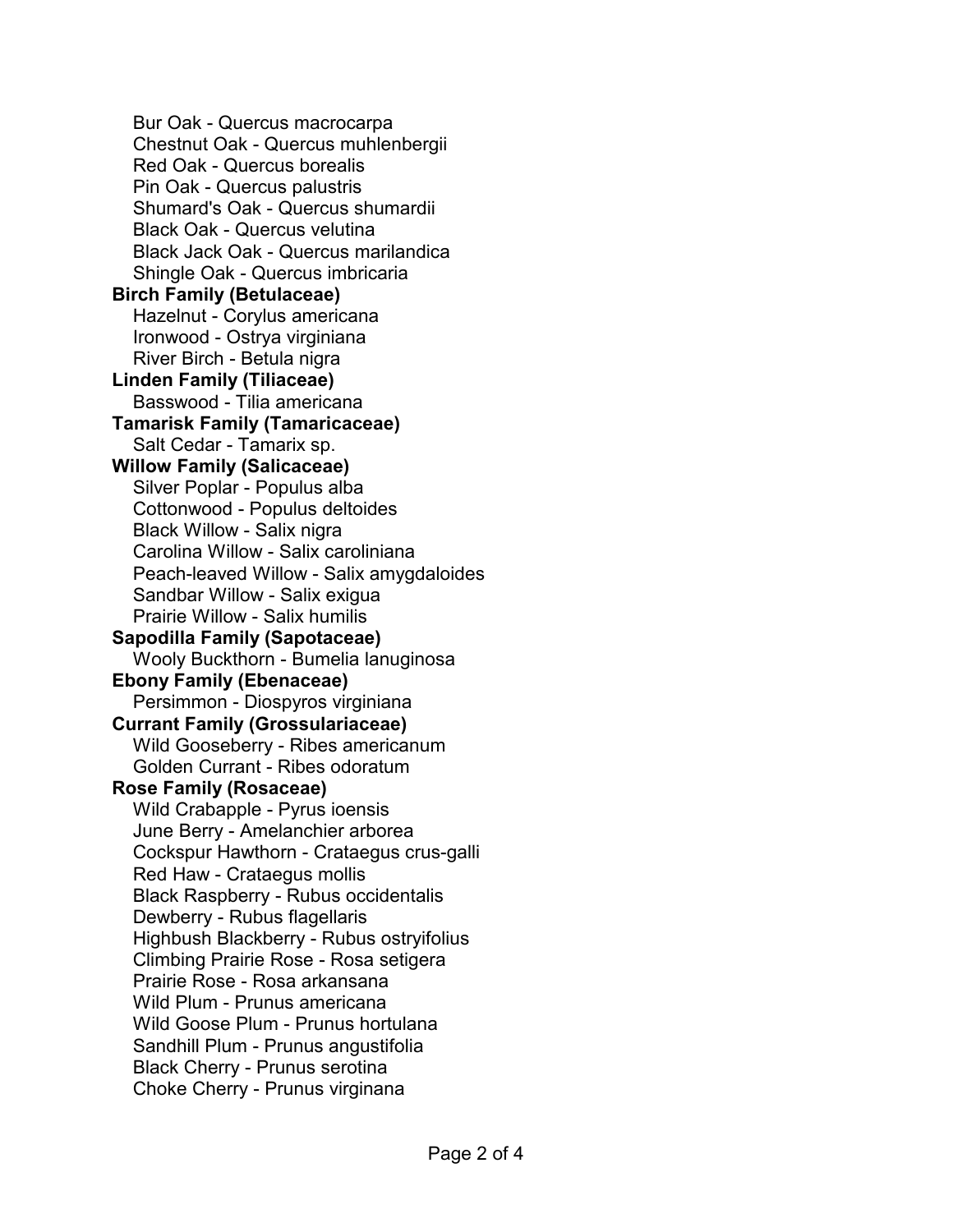- Bur Oak - Quercus macrocarpa
- Chestnut Oak - Quercus muhlenbergii
- Red Oak - Quercus borealis
- Pin Oak - Quercus palustris
- Shumard's Oak - Quercus shumardii
- Black Oak - Quercus velutina
- Black Jack Oak - Quercus marilandica
- Shingle Oak - Quercus imbricaria

**Birch Family (Betulaceae)**

- Hazelnut - Corylus americana
- Ironwood - Ostrya virginiana
- River Birch - Betula nigra

**Linden Family (Tiliaceae)**

- Basswood - Tilia americana

**Tamarisk Family (Tamaricaceae)**

- Salt Cedar - Tamarix sp.

**Willow Family (Salicaceae)**

- Silver Poplar - Populus alba
- Cottonwood - Populus deltoides
- Black Willow - Salix nigra
- Carolina Willow - Salix caroliniana
- Peach-leaved Willow - Salix amygdaloides
- Sandbar Willow - Salix exigua
- Prairie Willow - Salix humilis

**Sapodilla Family (Sapotaceae)**

- Wooly Buckthorn - Bumelia lanuginosa

**Ebony Family (Ebenaceae)**

- Persimmon - Diospyros virginiana

**Currant Family (Grossulariaceae)**

- Wild Gooseberry - Ribes americanum
- Golden Currant - Ribes odoratum

**Rose Family (Rosaceae)**

- Wild Crabapple - Pyrus ioensis
- June Berry - Amelanchier arborea
- Cockspur Hawthorn - Crataegus crus-galli
- Red Haw - Crataegus mollis
- Black Raspberry - Rubus occidentalis
- Dewberry - Rubus flagellaris
- Highbush Blackberry - Rubus ostryifolius
- Climbing Prairie Rose - Rosa setigera
- Prairie Rose - Rosa arkansana
- Wild Plum - Prunus americana
- Wild Goose Plum - Prunus hortulana
- Sandhill Plum - Prunus angustifolia
- Black Cherry - Prunus serotina
- Choke Cherry - Prunus virginana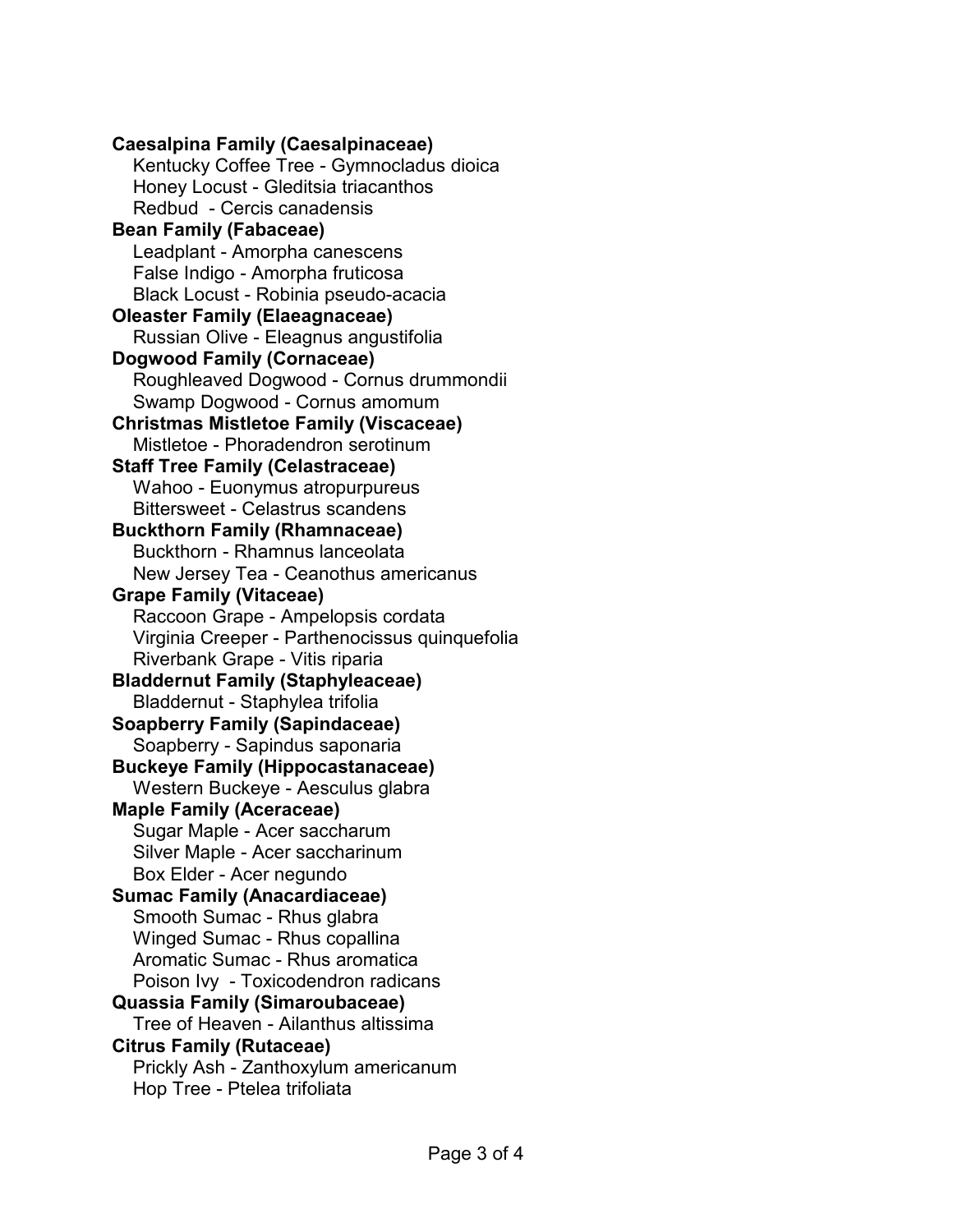**Caesalpina Family (Caesalpinaceae)**

Kentucky Coffee Tree - Gymnocladus dioica
Honey Locust - Gleditsia triacanthos
Redbud - Cercis canadensis

**Bean Family (Fabaceae)**

Leadplant - Amorpha canescens
False Indigo - Amorpha fruticosa
Black Locust - Robinia pseudo-acacia

**Oleaster Family (Elaeagnaceae)**

Russian Olive - Eleagnus angustifolia

**Dogwood Family (Cornaceae)**

Roughleaved Dogwood - Cornus drummondii
Swamp Dogwood - Cornus amomum

**Christmas Mistletoe Family (Viscaceae)**

Mistletoe - Phoradendron serotinum

**Staff Tree Family (Celastraceae)**

Wahoo - Euonymus atropurpureus
Bittersweet - Celastrus scandens

**Buckthorn Family (Rhamnaceae)**

Buckthorn - Rhamnus lanceolata
New Jersey Tea - Ceanothus americanus

**Grape Family (Vitaceae)**

Raccoon Grape - Ampelopsis cordata
Virginia Creeper - Parthenocissus quinquefolia
Riverbank Grape - Vitis riparia

**Bladdernut Family (Staphyleaceae)**

Bladdernut - Staphylea trifolia

**Soapberry Family (Sapindaceae)**

Soapberry - Sapindus saponaria

**Buckeye Family (Hippocastanaceae)**

Western Buckeye - Aesculus glabra

**Maple Family (Aceraceae)**

Sugar Maple - Acer saccharum
Silver Maple - Acer saccharinum
Box Elder - Acer negundo

**Sumac Family (Anacardiaceae)**

Smooth Sumac - Rhus glabra
Winged Sumac - Rhus copallina
Aromatic Sumac - Rhus aromatica
Poison Ivy - Toxicodendron radicans

**Quassia Family (Simaroubaceae)**

Tree of Heaven - Ailanthus altissima

**Citrus Family (Rutaceae)**

Prickly Ash - Zanthoxylum americanum
Hop Tree - Ptelea trifoliata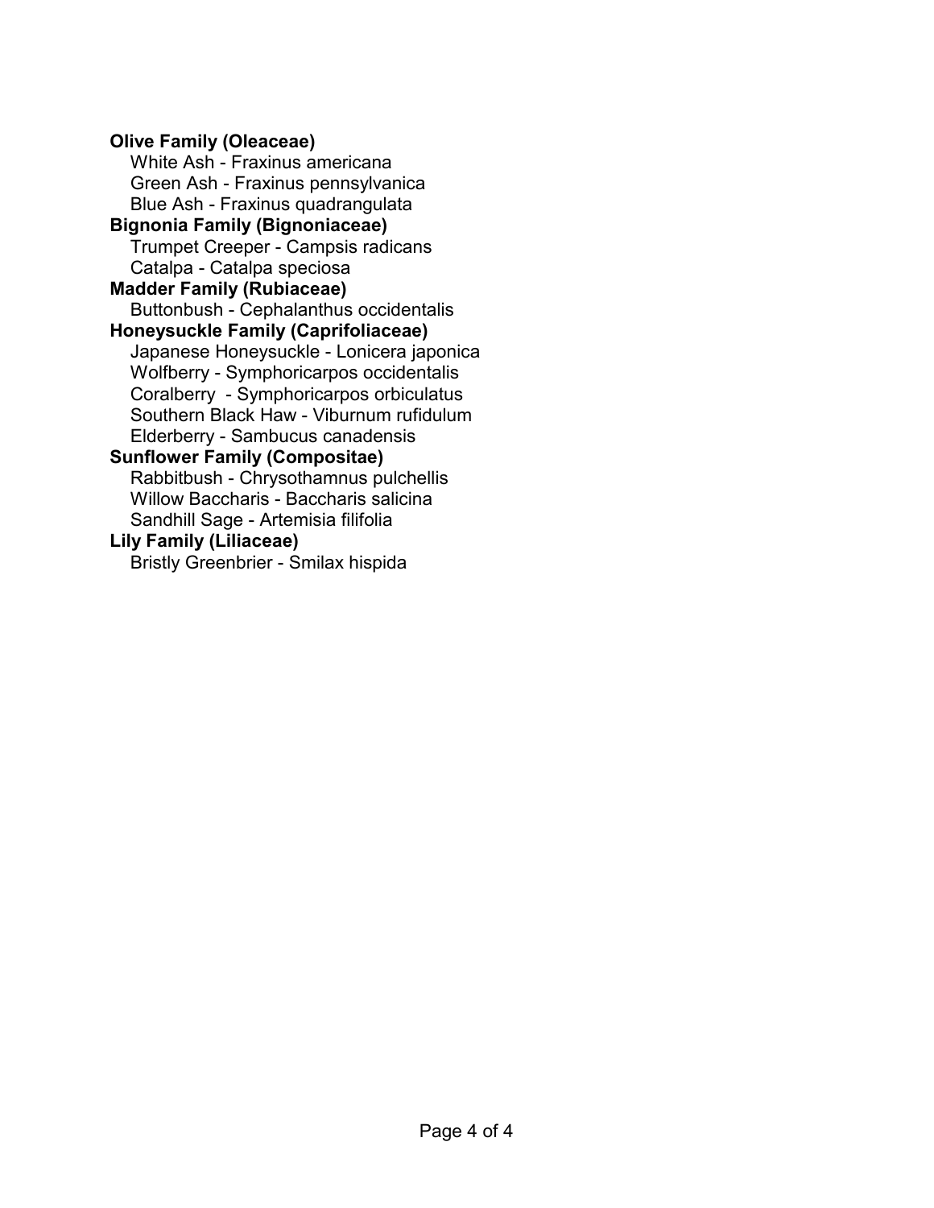**Olive Family (Oleaceae)**
- White Ash - Fraxinus americana
- Green Ash - Fraxinus pennsylvanica
- Blue Ash - Fraxinus quadrangulata

**Bignonia Family (Bignoniaceae)**
- Trumpet Creeper - Campsis radicans
- Catalpa - Catalpa speciosa

**Madder Family (Rubiaceae)**
- Buttonbush - Cephalanthus occidentalis

**Honeysuckle Family (Caprifoliaceae)**
- Japanese Honeysuckle - Lonicera japonica
- Wolfberry - Symphoricarpos occidentalis
- Coralberry - Symphoricarpos orbiculatus
- Southern Black Haw - Viburnum rufidulum
- Elderberry - Sambucus canadensis

**Sunflower Family (Compositae)**
- Rabbitbush - Chrysothamnus pulchellis
- Willow Baccharis - Baccharis salicina
- Sandhill Sage - Artemisia filifolia

**Lily Family (Liliaceae)**
- Bristly Greenbrier - Smilax hispida